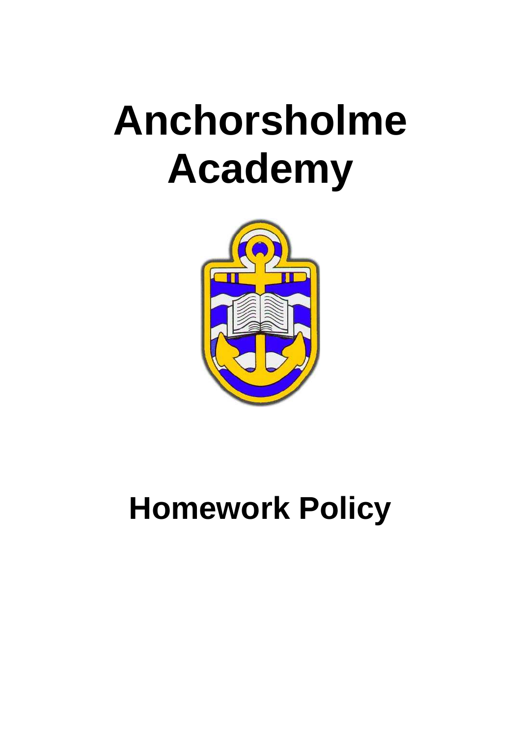# Anchorsholme Academy

# Homework Policy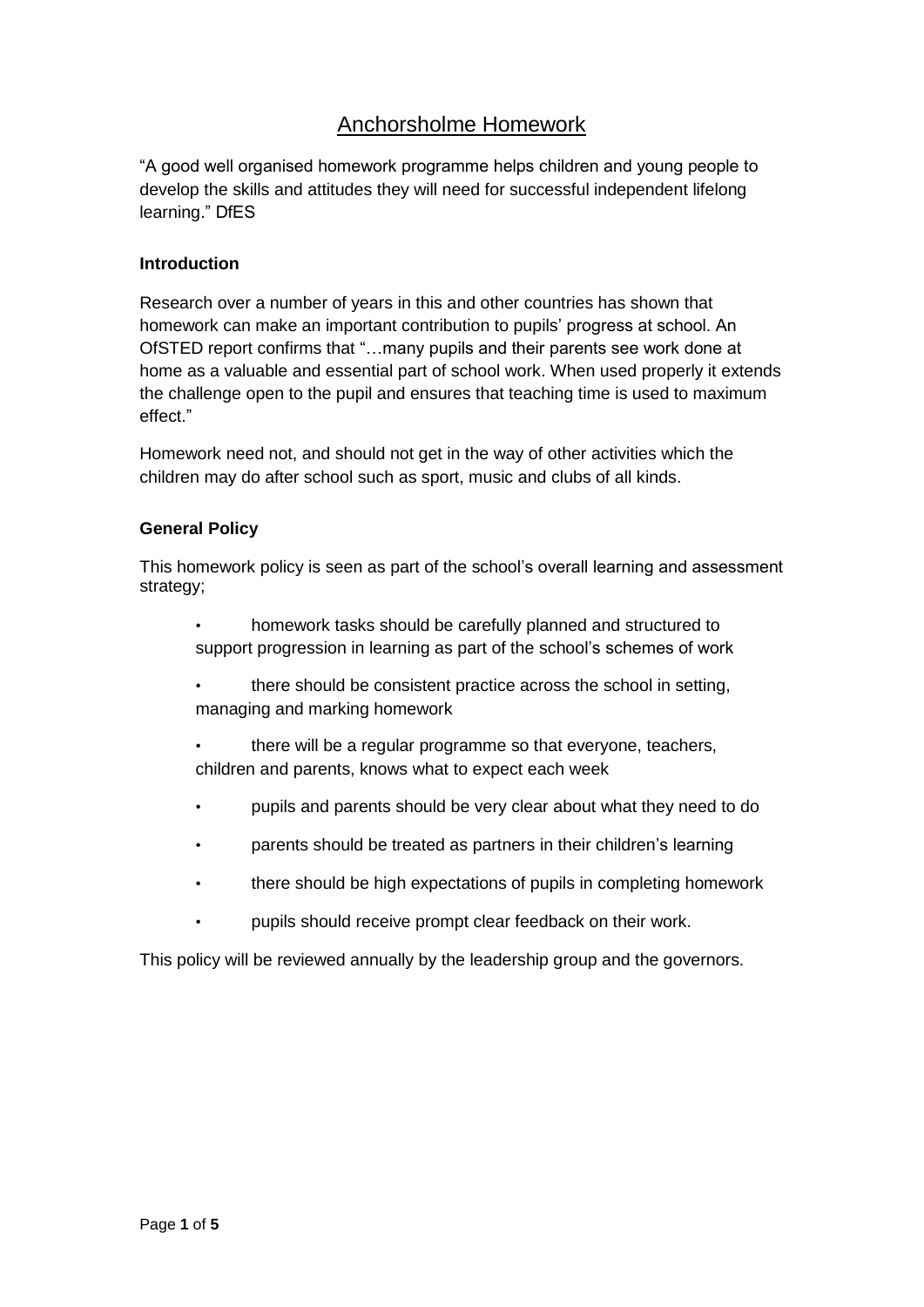# Anchorsholme Homework

"A good well organised homework programme helps children and young people to develop the skills and attitudes they will need for successful independent lifelong learning." DfES

**Introduction**

Research over a number of years in this and other countries has shown that homework can make an important contribution to pupils' progress at school. An OfSTED report confirms that "…many pupils and their parents see work done at home as a valuable and essential part of school work. When used properly it extends the challenge open to the pupil and ensures that teaching time is used to maximum effect."

Homework need not, and should not get in the way of other activities which the children may do after school such as sport, music and clubs of all kinds.

**General Policy**

This homework policy is seen as part of the school's overall learning and assessment strategy;

- homework tasks should be carefully planned and structured to support progression in learning as part of the school's schemes of work
- there should be consistent practice across the school in setting, managing and marking homework
- there will be a regular programme so that everyone, teachers, children and parents, knows what to expect each week
- pupils and parents should be very clear about what they need to do
- parents should be treated as partners in their children's learning
- there should be high expectations of pupils in completing homework
- pupils should receive prompt clear feedback on their work.

This policy will be reviewed annually by the leadership group and the governors.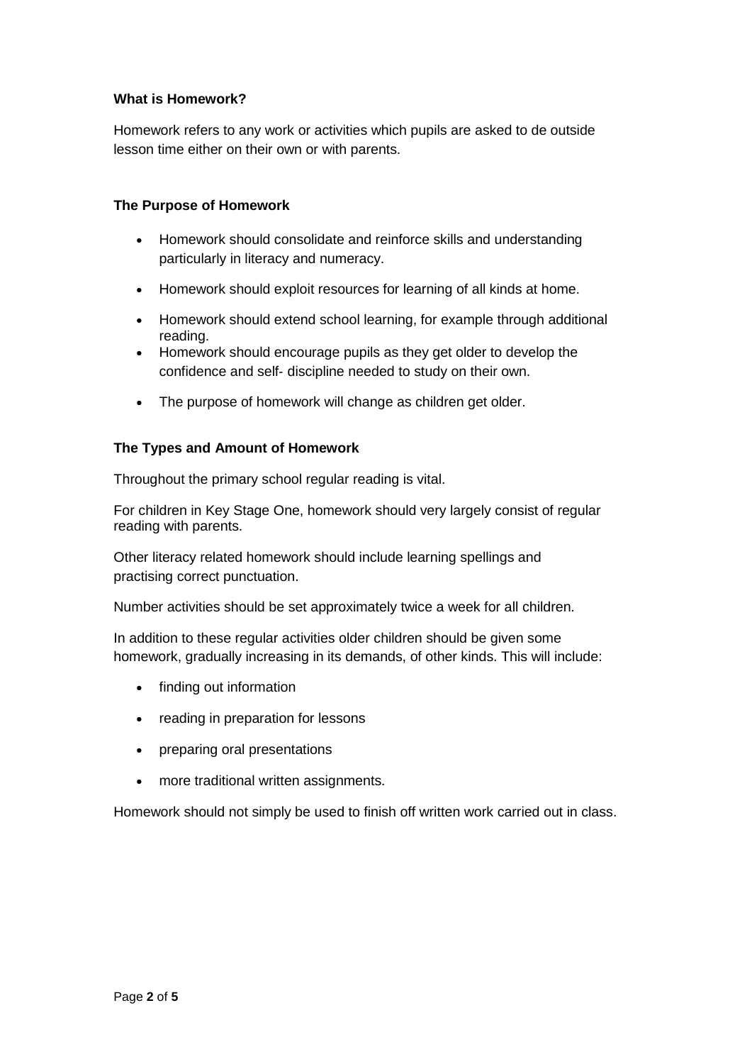### What is Homework?

Homework refers to any work or activities which pupils are asked to de outside lesson time either on their own or with parents.

### The Purpose of Homework

- Homework should consolidate and reinforce skills and understanding particularly in literacy and numeracy.
- Homework should exploit resources for learning of all kinds at home.
- Homework should extend school learning, for example through additional reading.
- Homework should encourage pupils as they get older to develop the confidence and self- discipline needed to study on their own.
- The purpose of homework will change as children get older.

### The Types and Amount of Homework

Throughout the primary school regular reading is vital.

For children in Key Stage One, homework should very largely consist of regular reading with parents.

Other literacy related homework should include learning spellings and practising correct punctuation.

Number activities should be set approximately twice a week for all children.

In addition to these regular activities older children should be given some homework, gradually increasing in its demands, of other kinds. This will include:

- finding out information
- reading in preparation for lessons
- preparing oral presentations
- more traditional written assignments.

Homework should not simply be used to finish off written work carried out in class.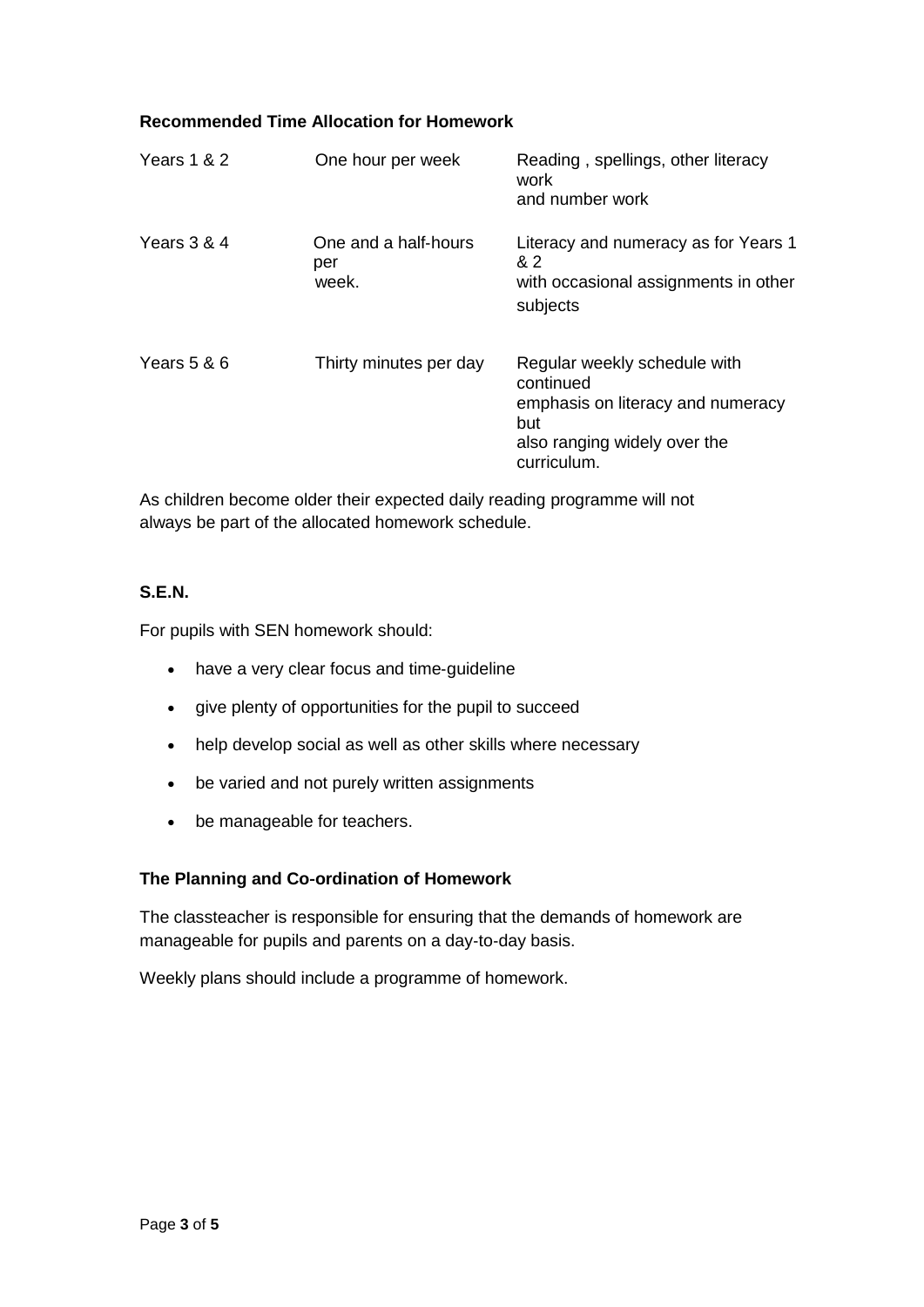**Recommended Time Allocation for Homework**

| | | |
|---|---|---|
| Years 1 & 2 | One hour per week | Reading , spellings, other literacy work and number work |
| Years 3 & 4 | One and a half-hours per week. | Literacy and numeracy as for Years 1 & 2 with occasional assignments in other subjects |
| Years 5 & 6 | Thirty minutes per day | Regular weekly schedule with continued emphasis on literacy and numeracy but also ranging widely over the curriculum. |

As children become older their expected daily reading programme will not always be part of the allocated homework schedule.

**S.E.N.**

For pupils with SEN homework should:

- have a very clear focus and time-guideline
- give plenty of opportunities for the pupil to succeed
- help develop social as well as other skills where necessary
- be varied and not purely written assignments
- be manageable for teachers.

**The Planning and Co-ordination of Homework**

The classteacher is responsible for ensuring that the demands of homework are manageable for pupils and parents on a day-to-day basis.

Weekly plans should include a programme of homework.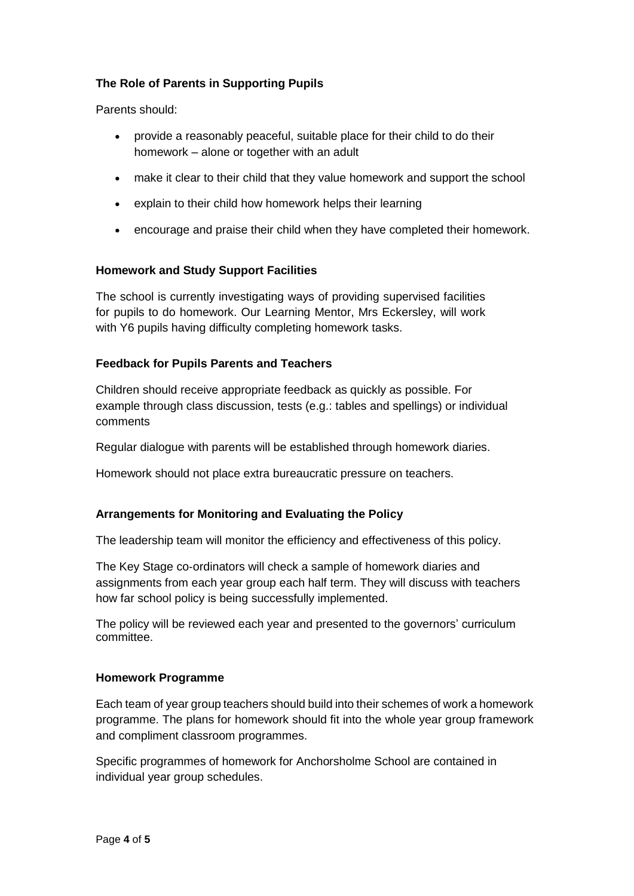### The Role of Parents in Supporting Pupils

Parents should:

- provide a reasonably peaceful, suitable place for their child to do their homework – alone or together with an adult
- make it clear to their child that they value homework and support the school
- explain to their child how homework helps their learning
- encourage and praise their child when they have completed their homework.

### Homework and Study Support Facilities

The school is currently investigating ways of providing supervised facilities for pupils to do homework. Our Learning Mentor, Mrs Eckersley, will work with Y6 pupils having difficulty completing homework tasks.

### Feedback for Pupils Parents and Teachers

Children should receive appropriate feedback as quickly as possible. For example through class discussion, tests (e.g.: tables and spellings) or individual comments

Regular dialogue with parents will be established through homework diaries.

Homework should not place extra bureaucratic pressure on teachers.

### Arrangements for Monitoring and Evaluating the Policy

The leadership team will monitor the efficiency and effectiveness of this policy.

The Key Stage co-ordinators will check a sample of homework diaries and assignments from each year group each half term. They will discuss with teachers how far school policy is being successfully implemented.

The policy will be reviewed each year and presented to the governors' curriculum committee.

### Homework Programme

Each team of year group teachers should build into their schemes of work a homework programme. The plans for homework should fit into the whole year group framework and compliment classroom programmes.

Specific programmes of homework for Anchorsholme School are contained in individual year group schedules.